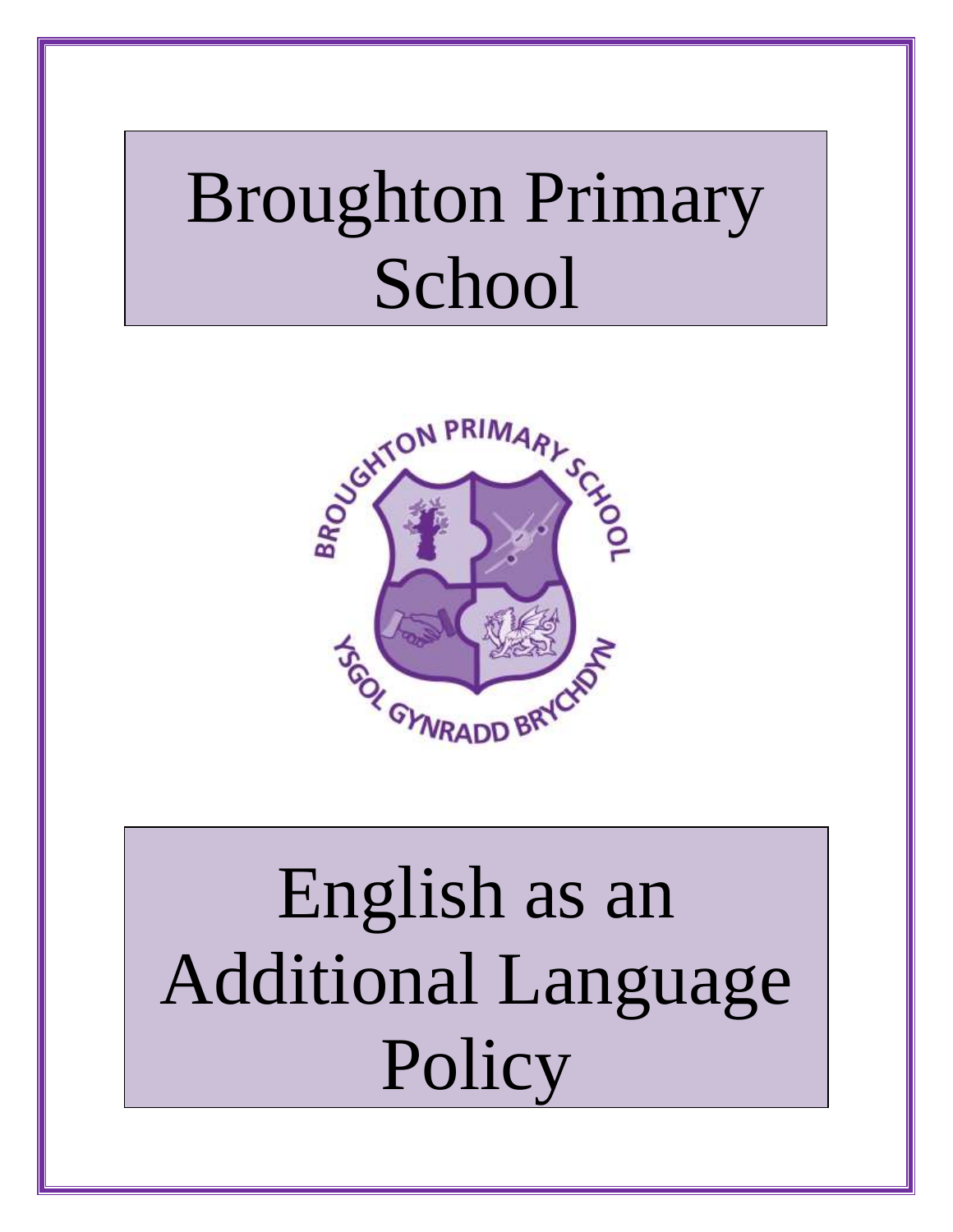# Broughton Primary School

# English as an Additional Language Policy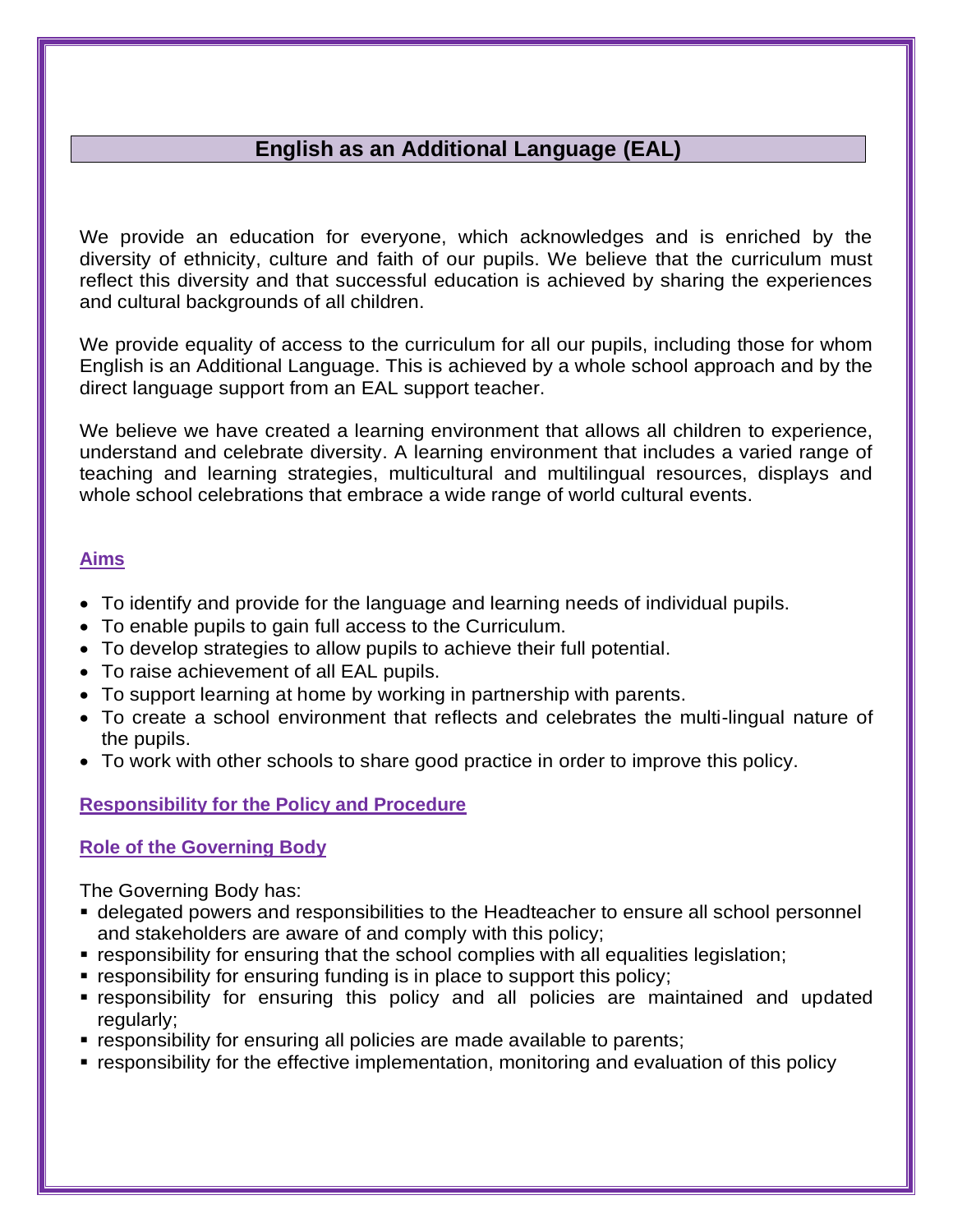# English as an Additional Language (EAL)

We provide an education for everyone, which acknowledges and is enriched by the diversity of ethnicity, culture and faith of our pupils. We believe that the curriculum must reflect this diversity and that successful education is achieved by sharing the experiences and cultural backgrounds of all children.

We provide equality of access to the curriculum for all our pupils, including those for whom English is an Additional Language. This is achieved by a whole school approach and by the direct language support from an EAL support teacher.

We believe we have created a learning environment that allows all children to experience, understand and celebrate diversity. A learning environment that includes a varied range of teaching and learning strategies, multicultural and multilingual resources, displays and whole school celebrations that embrace a wide range of world cultural events.

## Aims

- To identify and provide for the language and learning needs of individual pupils.
- To enable pupils to gain full access to the Curriculum.
- To develop strategies to allow pupils to achieve their full potential.
- To raise achievement of all EAL pupils.
- To support learning at home by working in partnership with parents.
- To create a school environment that reflects and celebrates the multi-lingual nature of the pupils.
- To work with other schools to share good practice in order to improve this policy.

## Responsibility for the Policy and Procedure

### Role of the Governing Body

The Governing Body has:

- delegated powers and responsibilities to the Headteacher to ensure all school personnel and stakeholders are aware of and comply with this policy;
- responsibility for ensuring that the school complies with all equalities legislation;
- responsibility for ensuring funding is in place to support this policy;
- responsibility for ensuring this policy and all policies are maintained and updated regularly;
- responsibility for ensuring all policies are made available to parents;
- responsibility for the effective implementation, monitoring and evaluation of this policy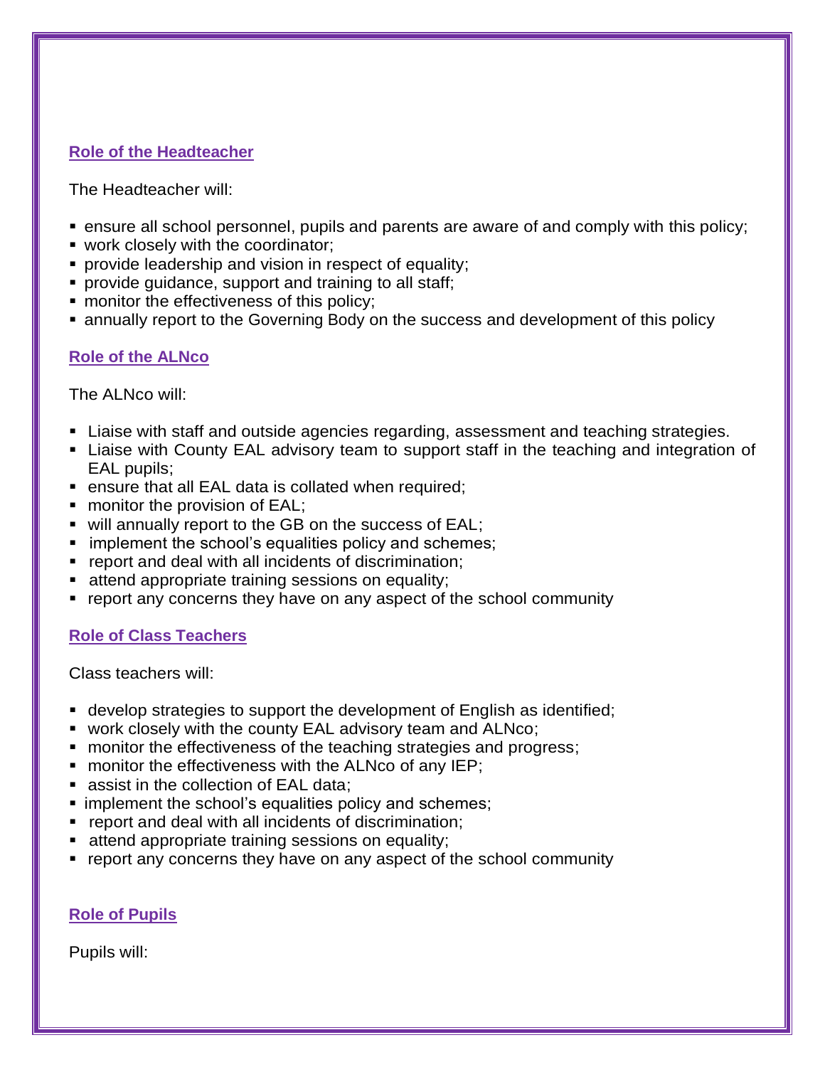## Role of the Headteacher

The Headteacher will:

- ensure all school personnel, pupils and parents are aware of and comply with this policy;
- work closely with the coordinator;
- provide leadership and vision in respect of equality;
- provide guidance, support and training to all staff;
- monitor the effectiveness of this policy;
- annually report to the Governing Body on the success and development of this policy

## Role of the ALNco

The ALNco will:

- Liaise with staff and outside agencies regarding, assessment and teaching strategies.
- Liaise with County EAL advisory team to support staff in the teaching and integration of EAL pupils;
- ensure that all EAL data is collated when required;
- monitor the provision of EAL;
- will annually report to the GB on the success of EAL;
- implement the school's equalities policy and schemes;
- report and deal with all incidents of discrimination;
- attend appropriate training sessions on equality;
- report any concerns they have on any aspect of the school community

## Role of Class Teachers

Class teachers will:

- develop strategies to support the development of English as identified;
- work closely with the county EAL advisory team and ALNco;
- monitor the effectiveness of the teaching strategies and progress;
- monitor the effectiveness with the ALNco of any IEP;
- assist in the collection of EAL data;
- implement the school's equalities policy and schemes;
- report and deal with all incidents of discrimination;
- attend appropriate training sessions on equality;
- report any concerns they have on any aspect of the school community

## Role of Pupils

Pupils will: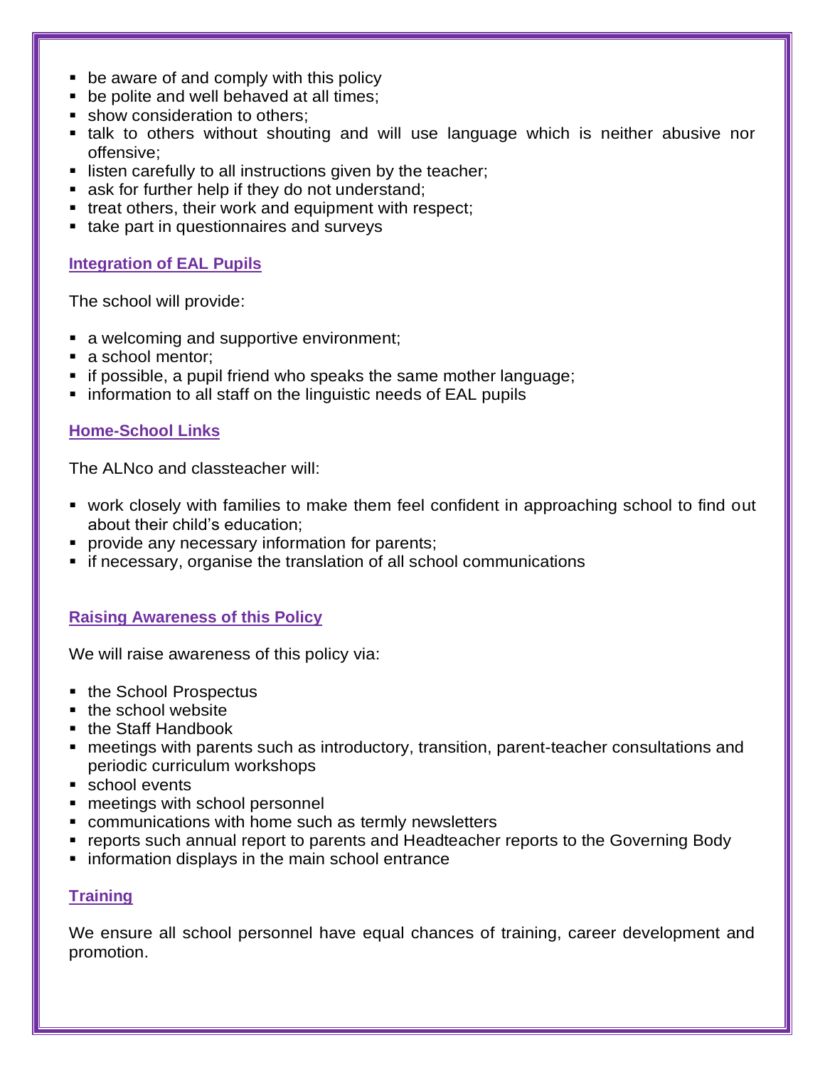- be aware of and comply with this policy
- be polite and well behaved at all times;
- show consideration to others;
- talk to others without shouting and will use language which is neither abusive nor offensive;
- listen carefully to all instructions given by the teacher;
- ask for further help if they do not understand;
- treat others, their work and equipment with respect;
- take part in questionnaires and surveys

## Integration of EAL Pupils

The school will provide:

- a welcoming and supportive environment;
- a school mentor;
- if possible, a pupil friend who speaks the same mother language;
- information to all staff on the linguistic needs of EAL pupils

## Home-School Links

The ALNco and classteacher will:

- work closely with families to make them feel confident in approaching school to find out about their child's education;
- provide any necessary information for parents;
- if necessary, organise the translation of all school communications

## Raising Awareness of this Policy

We will raise awareness of this policy via:

- the School Prospectus
- the school website
- the Staff Handbook
- meetings with parents such as introductory, transition, parent-teacher consultations and periodic curriculum workshops
- school events
- meetings with school personnel
- communications with home such as termly newsletters
- reports such annual report to parents and Headteacher reports to the Governing Body
- information displays in the main school entrance

## Training

We ensure all school personnel have equal chances of training, career development and promotion.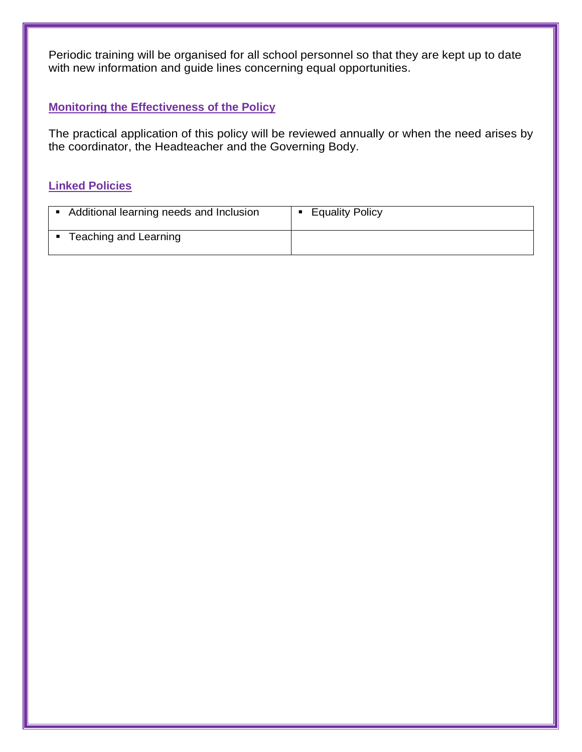Periodic training will be organised for all school personnel so that they are kept up to date with new information and guide lines concerning equal opportunities.

## Monitoring the Effectiveness of the Policy

The practical application of this policy will be reviewed annually or when the need arises by the coordinator, the Headteacher and the Governing Body.

## Linked Policies

| | |
|---|---|
| ▪ Additional learning needs and Inclusion | ▪ Equality Policy |
| ▪ Teaching and Learning | |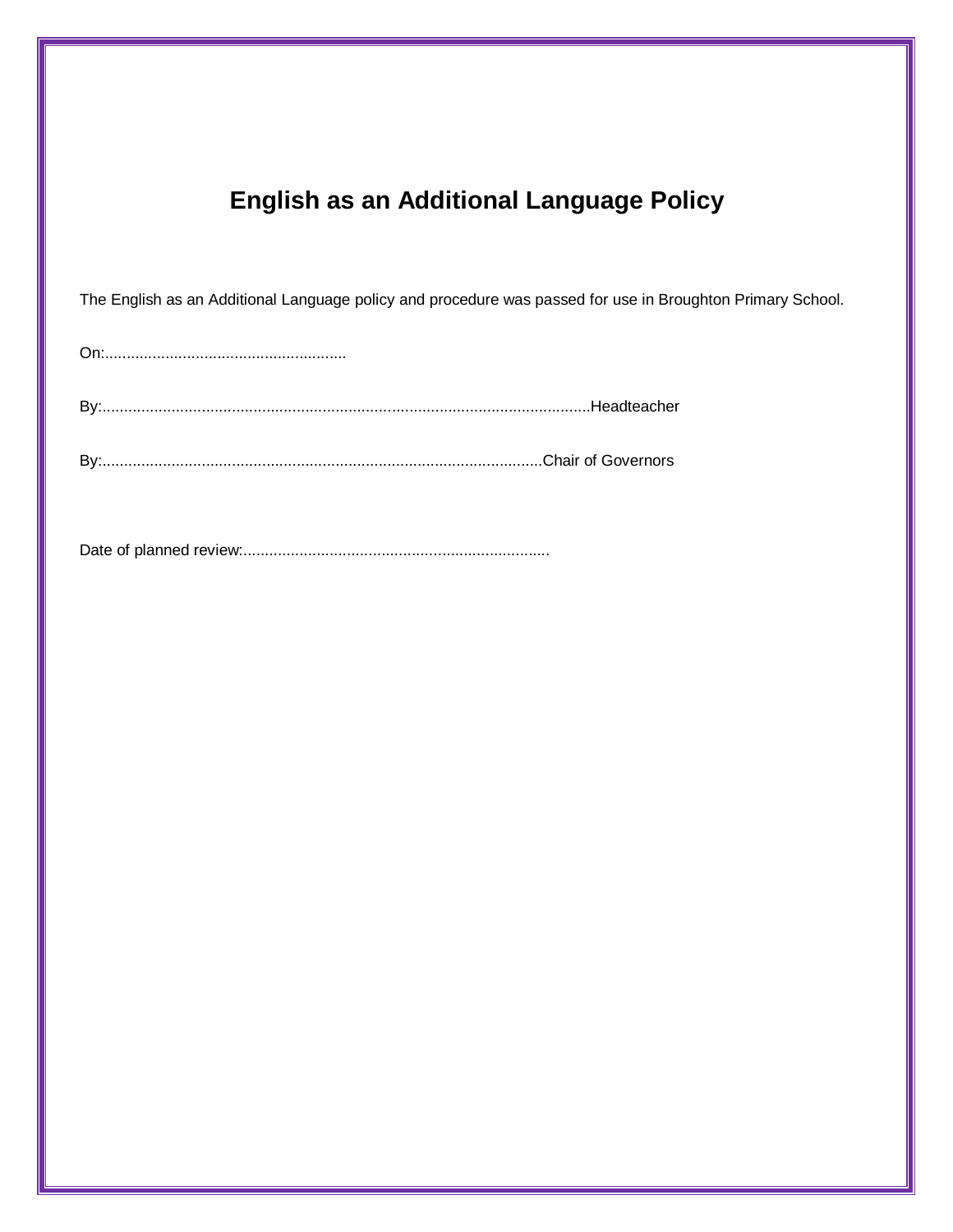# English as an Additional Language Policy

The English as an Additional Language policy and procedure was passed for use in Broughton Primary School.

On:........................................................

By:...................................................................................................................Headteacher

By:.....................................................................................................Chair of Governors

Date of planned review:.......................................................................